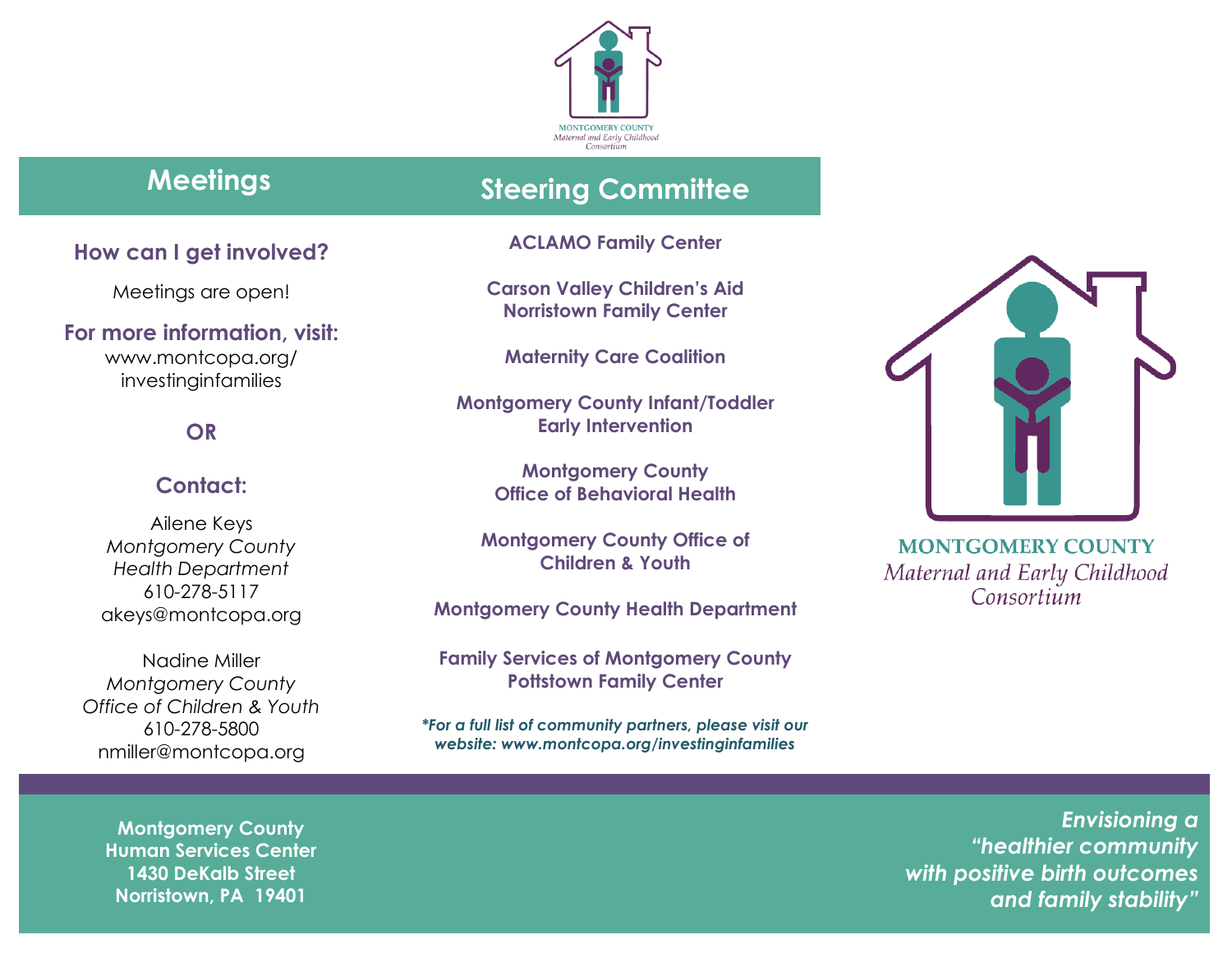MONTGOMERY COUNTY
*Maternal and Early Childhood Consortium*

## Meetings

### How can I get involved?

Meetings are open!

### For more information, visit:

www.montcopa.org/investinginfamilies

**OR**

### Contact:

Ailene Keys
*Montgomery County Health Department*
610-278-5117
akeys@montcopa.org

Nadine Miller
*Montgomery County Office of Children & Youth*
610-278-5800
nmiller@montcopa.org

## Steering Committee

**ACLAMO Family Center**

**Carson Valley Children's Aid Norristown Family Center**

**Maternity Care Coalition**

**Montgomery County Infant/Toddler Early Intervention**

**Montgomery County Office of Behavioral Health**

**Montgomery County Office of Children & Youth**

**Montgomery County Health Department**

**Family Services of Montgomery County Pottstown Family Center**

***For a full list of community partners, please visit our website: www.montcopa.org/investinginfamilies***

MONTGOMERY COUNTY
*Maternal and Early Childhood Consortium*

**Montgomery County Human Services Center**
**1430 DeKalb Street**
**Norristown, PA 19401**

***Envisioning a "healthier community with positive birth outcomes and family stability"***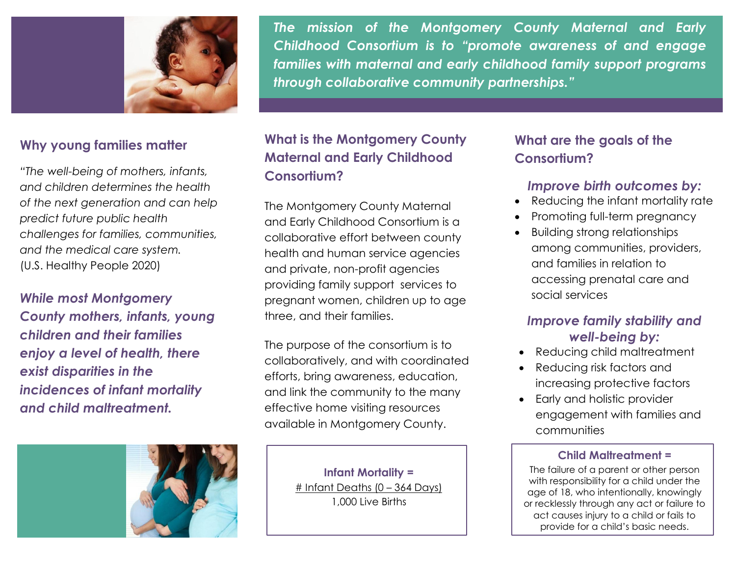*The mission of the Montgomery County Maternal and Early Childhood Consortium is to "promote awareness of and engage families with maternal and early childhood family support programs through collaborative community partnerships."*

## Why young families matter

*"The well-being of mothers, infants, and children determines the health of the next generation and can help predict future public health challenges for families, communities, and the medical care system.* (U.S. Healthy People 2020)

***While most Montgomery County mothers, infants, young children and their families enjoy a level of health, there exist disparities in the incidences of infant mortality and child maltreatment.***

## What is the Montgomery County Maternal and Early Childhood Consortium?

The Montgomery County Maternal and Early Childhood Consortium is a collaborative effort between county health and human service agencies and private, non-profit agencies providing family support services to pregnant women, children up to age three, and their families.

The purpose of the consortium is to collaboratively, and with coordinated efforts, bring awareness, education, and link the community to the many effective home visiting resources available in Montgomery County.

**Infant Mortality =**

$$\frac{\text{\# Infant Deaths (0 – 364 Days)}}{\text{1,000 Live Births}}$$

## What are the goals of the Consortium?

### *Improve birth outcomes by:*

- Reducing the infant mortality rate
- Promoting full-term pregnancy
- Building strong relationships among communities, providers, and families in relation to accessing prenatal care and social services

### *Improve family stability and well-being by:*

- Reducing child maltreatment
- Reducing risk factors and increasing protective factors
- Early and holistic provider engagement with families and communities

**Child Maltreatment =**

The failure of a parent or other person with responsibility for a child under the age of 18, who intentionally, knowingly or recklessly through any act or failure to act causes injury to a child or fails to provide for a child's basic needs.